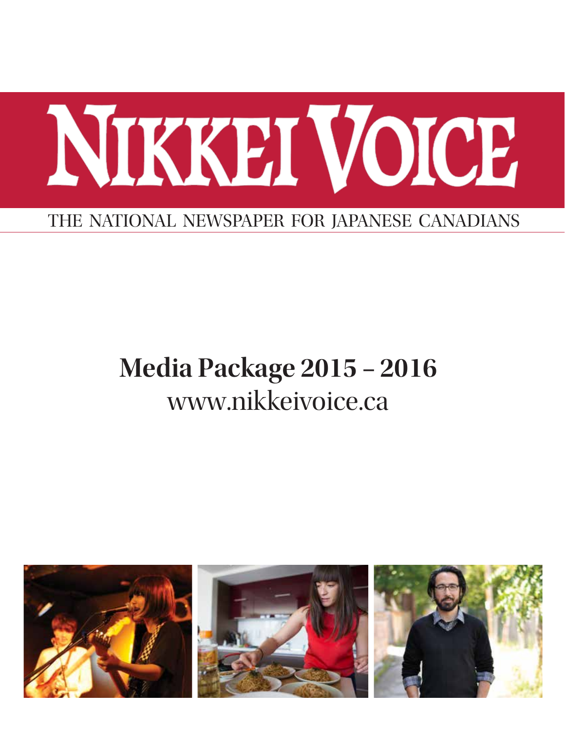# NIKKEI VOICE

THE NATIONAL NEWSPAPER FOR JAPANESE CANADIANS

## Media Package 2015 – 2016

www.nikkeivoice.ca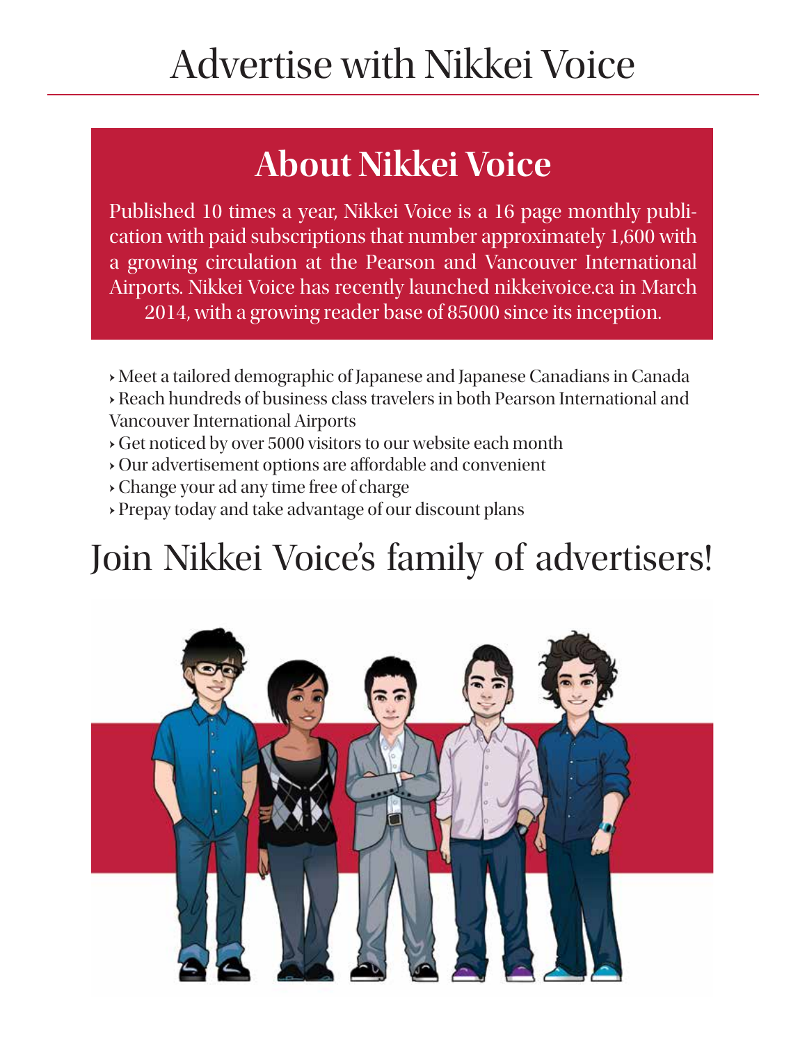# Advertise with Nikkei Voice

## About Nikkei Voice

Published 10 times a year, Nikkei Voice is a 16 page monthly publication with paid subscriptions that number approximately 1,600 with a growing circulation at the Pearson and Vancouver International Airports. Nikkei Voice has recently launched nikkeivoice.ca in March 2014, with a growing reader base of 85000 since its inception.

- Meet a tailored demographic of Japanese and Japanese Canadians in Canada
- Reach hundreds of business class travelers in both Pearson International and Vancouver International Airports
- Get noticed by over 5000 visitors to our website each month
- Our advertisement options are affordable and convenient
- Change your ad any time free of charge
- Prepay today and take advantage of our discount plans

# Join Nikkei Voice's family of advertisers!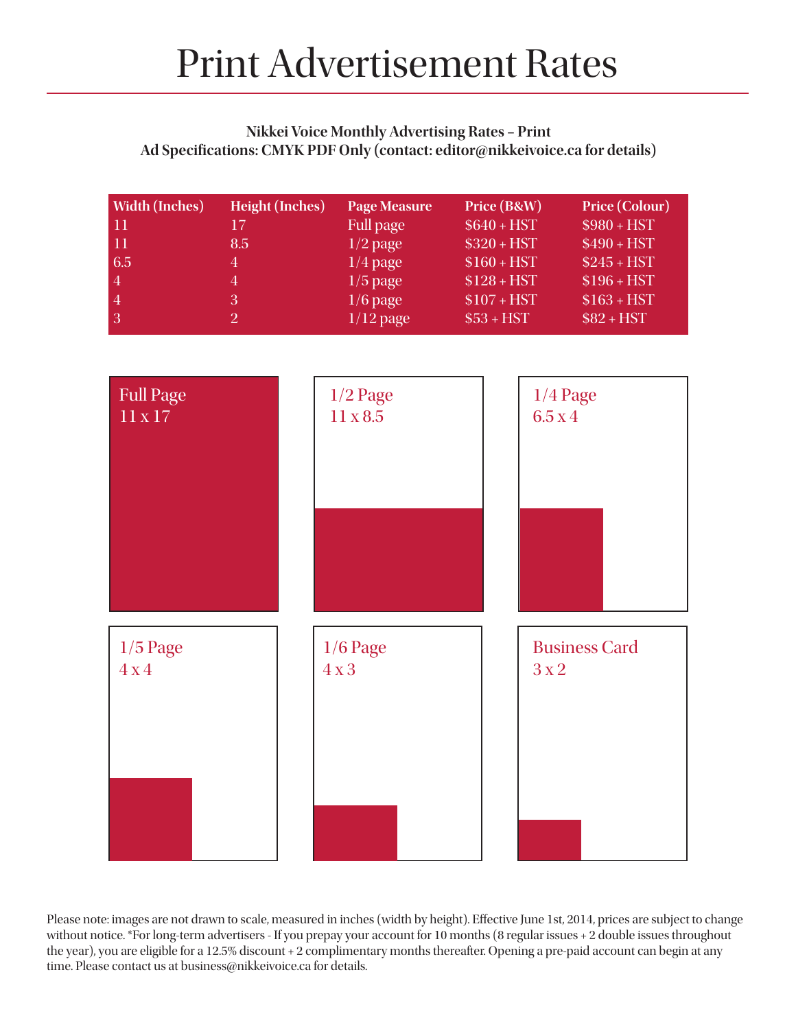# Print Advertisement Rates

**Nikkei Voice Monthly Advertising Rates – Print**
**Ad Specifications: CMYK PDF Only (contact: editor@nikkeivoice.ca for details)**

| Width (Inches) | Height (Inches) | Page Measure | Price (B&W) | Price (Colour) |
|---|---|---|---|---|
| 11 | 17 | Full page | $640 + HST | $980 + HST |
| 11 | 8.5 | 1/2 page | $320 + HST | $490 + HST |
| 6.5 | 4 | 1/4 page | $160 + HST | $245 + HST |
| 4 | 4 | 1/5 page | $128 + HST | $196 + HST |
| 4 | 3 | 1/6 page | $107 + HST | $163 + HST |
| 3 | 2 | 1/12 page | $53 + HST | $82 + HST |

Full Page
11 x 17

1/2 Page
11 x 8.5

1/4 Page
6.5 x 4

1/5 Page
4 x 4

1/6 Page
4 x 3

Business Card
3 x 2

Please note: images are not drawn to scale, measured in inches (width by height). Effective June 1st, 2014, prices are subject to change without notice. *For long-term advertisers - If you prepay your account for 10 months (8 regular issues + 2 double issues throughout the year), you are eligible for a 12.5% discount + 2 complimentary months thereafter. Opening a pre-paid account can begin at any time. Please contact us at business@nikkeivoice.ca for details.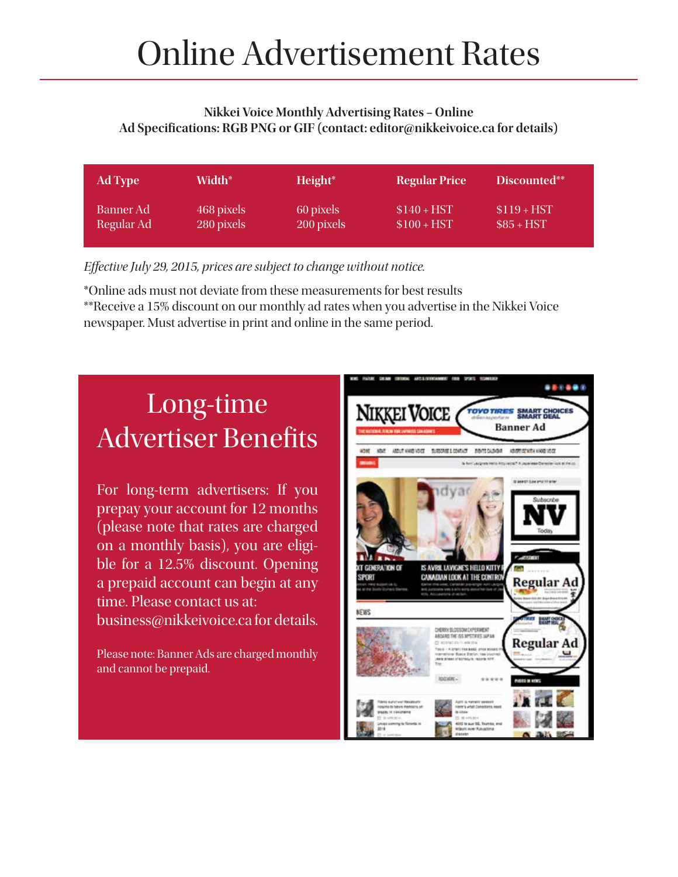# Online Advertisement Rates

**Nikkei Voice Monthly Advertising Rates – Online**
**Ad Specifications: RGB PNG or GIF (contact: editor@nikkeivoice.ca for details)**

| Ad Type | Width* | Height* | Regular Price | Discounted** |
|---|---|---|---|---|
| Banner Ad | 468 pixels | 60 pixels | $140 + HST | $119 + HST |
| Regular Ad | 280 pixels | 200 pixels | $100 + HST | $85 + HST |

*Effective July 29, 2015, prices are subject to change without notice.*

*Online ads must not deviate from these measurements for best results
**Receive a 15% discount on our monthly ad rates when you advertise in the Nikkei Voice newspaper. Must advertise in print and online in the same period.

## Long-time Advertiser Benefits

For long-term advertisers: If you prepay your account for 12 months (please note that rates are charged on a monthly basis), you are eligible for a 12.5% discount. Opening a prepaid account can begin at any time. Please contact us at: business@nikkeivoice.ca for details.

Please note: Banner Ads are charged monthly and cannot be prepaid.